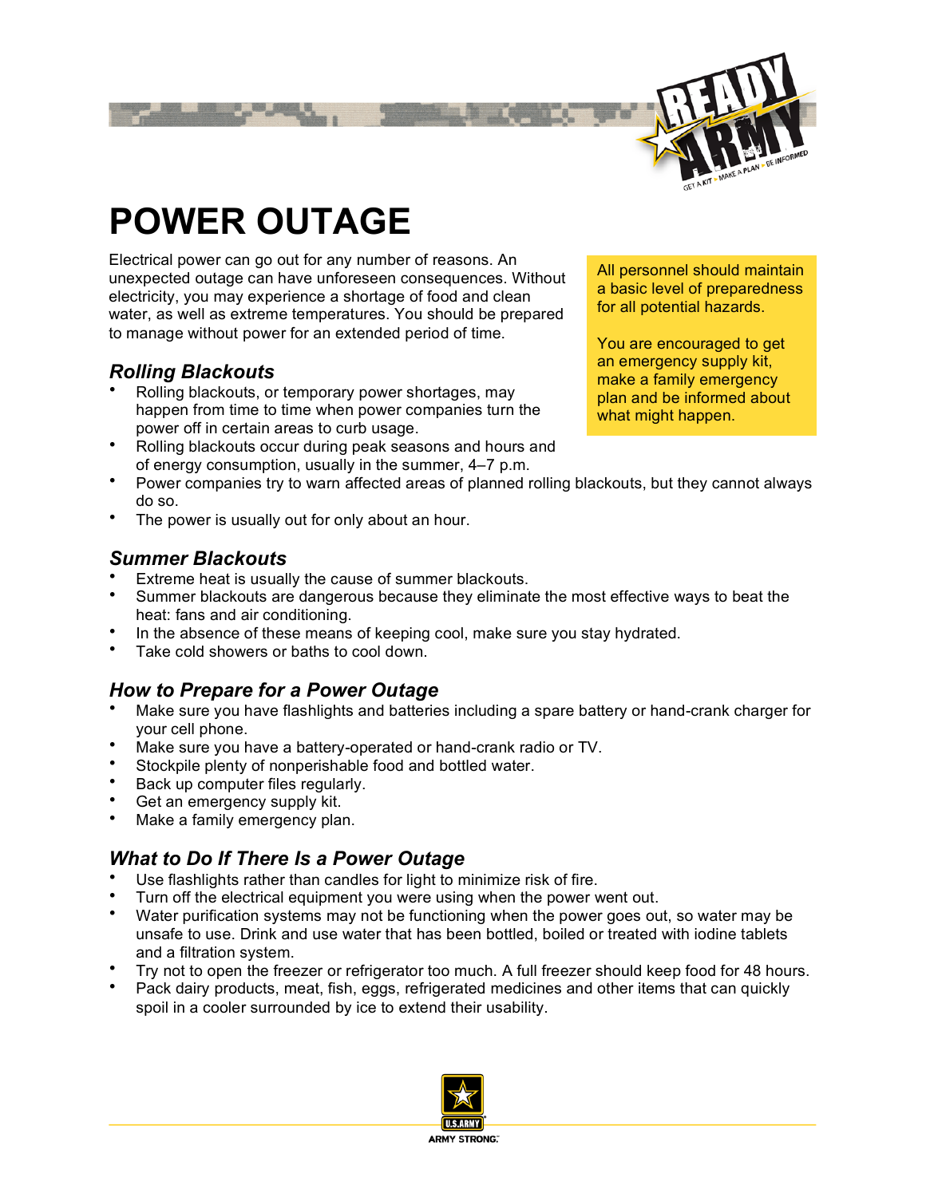# POWER OUTAGE

Electrical power can go out for any number of reasons. An unexpected outage can have unforeseen consequences. Without electricity, you may experience a shortage of food and clean water, as well as extreme temperatures. You should be prepared to manage without power for an extended period of time.

All personnel should maintain a basic level of preparedness for all potential hazards.

You are encouraged to get an emergency supply kit, make a family emergency plan and be informed about what might happen.

## *Rolling Blackouts*

- Rolling blackouts, or temporary power shortages, may happen from time to time when power companies turn the power off in certain areas to curb usage.
- Rolling blackouts occur during peak seasons and hours and of energy consumption, usually in the summer, 4–7 p.m.
- Power companies try to warn affected areas of planned rolling blackouts, but they cannot always do so.
- The power is usually out for only about an hour.

## *Summer Blackouts*

- Extreme heat is usually the cause of summer blackouts.
- Summer blackouts are dangerous because they eliminate the most effective ways to beat the heat: fans and air conditioning.
- In the absence of these means of keeping cool, make sure you stay hydrated.
- Take cold showers or baths to cool down.

## *How to Prepare for a Power Outage*

- Make sure you have flashlights and batteries including a spare battery or hand-crank charger for your cell phone.
- Make sure you have a battery-operated or hand-crank radio or TV.
- Stockpile plenty of nonperishable food and bottled water.
- Back up computer files regularly.
- Get an emergency supply kit.
- Make a family emergency plan.

## *What to Do If There Is a Power Outage*

- Use flashlights rather than candles for light to minimize risk of fire.
- Turn off the electrical equipment you were using when the power went out.
- Water purification systems may not be functioning when the power goes out, so water may be unsafe to use. Drink and use water that has been bottled, boiled or treated with iodine tablets and a filtration system.
- Try not to open the freezer or refrigerator too much. A full freezer should keep food for 48 hours.
- Pack dairy products, meat, fish, eggs, refrigerated medicines and other items that can quickly spoil in a cooler surrounded by ice to extend their usability.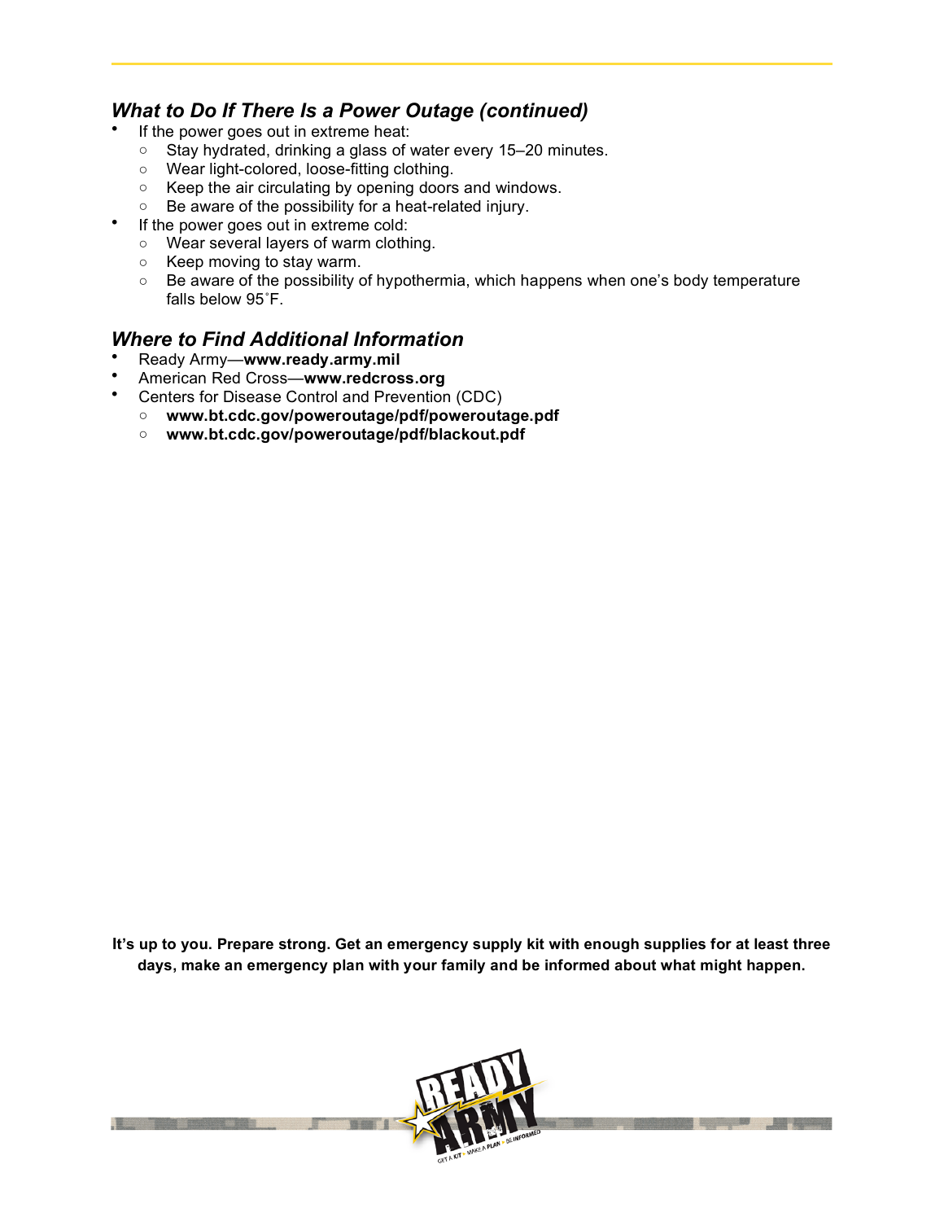### *What to Do If There Is a Power Outage (continued)*

- If the power goes out in extreme heat:
  - Stay hydrated, drinking a glass of water every 15–20 minutes.
  - Wear light-colored, loose-fitting clothing.
  - Keep the air circulating by opening doors and windows.
  - Be aware of the possibility for a heat-related injury.
- If the power goes out in extreme cold:
  - Wear several layers of warm clothing.
  - Keep moving to stay warm.
  - Be aware of the possibility of hypothermia, which happens when one's body temperature falls below 95˚F.

### *Where to Find Additional Information*

- Ready Army—**www.ready.army.mil**
- American Red Cross—**www.redcross.org**
- Centers for Disease Control and Prevention (CDC)
  - **www.bt.cdc.gov/poweroutage/pdf/poweroutage.pdf**
  - **www.bt.cdc.gov/poweroutage/pdf/blackout.pdf**

**It's up to you. Prepare strong. Get an emergency supply kit with enough supplies for at least three days, make an emergency plan with your family and be informed about what might happen.**

READY ARMY

GET A KIT • MAKE A PLAN • BE INFORMED